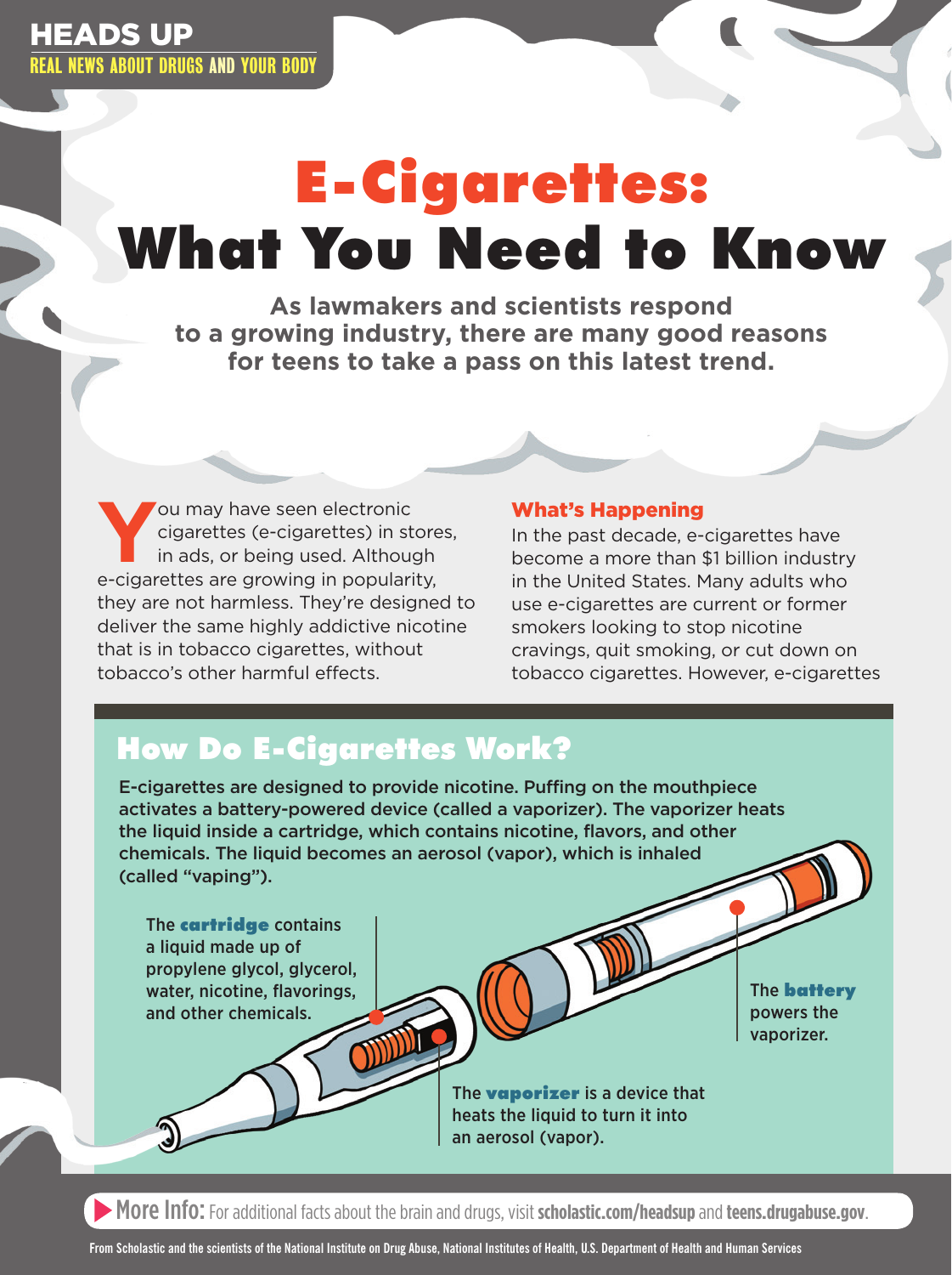HEADS UP

REAL NEWS ABOUT DRUGS AND YOUR BODY

# E-Cigarettes: What You Need to Know

**As lawmakers and scientists respond to a growing industry, there are many good reasons for teens to take a pass on this latest trend.**

You may have seen electronic cigarettes (e-cigarettes) in stores, in ads, or being used. Although e-cigarettes are growing in popularity, they are not harmless. They're designed to deliver the same highly addictive nicotine that is in tobacco cigarettes, without tobacco's other harmful effects.

### What's Happening

In the past decade, e-cigarettes have become a more than $1 billion industry in the United States. Many adults who use e-cigarettes are current or former smokers looking to stop nicotine cravings, quit smoking, or cut down on tobacco cigarettes. However, e-cigarettes

## How Do E-Cigarettes Work?

**E-cigarettes are designed to provide nicotine. Puffing on the mouthpiece activates a battery-powered device (called a vaporizer). The vaporizer heats the liquid inside a cartridge, which contains nicotine, flavors, and other chemicals. The liquid becomes an aerosol (vapor), which is inhaled (called "vaping").**

**The cartridge contains a liquid made up of propylene glycol, glycerol, water, nicotine, flavorings, and other chemicals.**

**The vaporizer is a device that heats the liquid to turn it into an aerosol (vapor).**

**The battery powers the vaporizer.**

**More Info:** For additional facts about the brain and drugs, visit **scholastic.com/headsup** and **teens.drugabuse.gov**.

From Scholastic and the scientists of the National Institute on Drug Abuse, National Institutes of Health, U.S. Department of Health and Human Services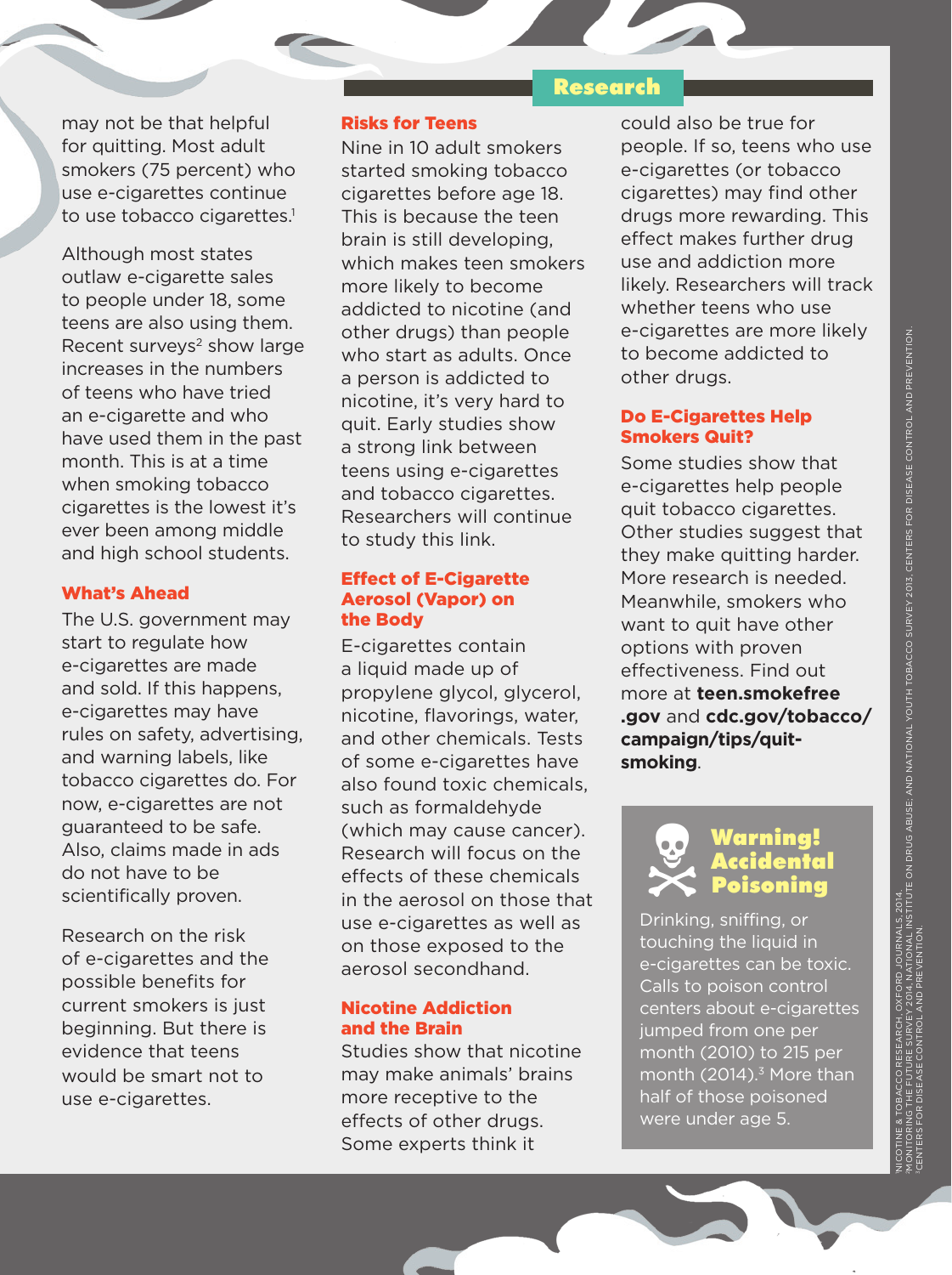may not be that helpful for quitting. Most adult smokers (75 percent) who use e-cigarettes continue to use tobacco cigarettes.[1]

Although most states outlaw e-cigarette sales to people under 18, some teens are also using them. Recent surveys[2] show large increases in the numbers of teens who have tried an e-cigarette and who have used them in the past month. This is at a time when smoking tobacco cigarettes is the lowest it's ever been among middle and high school students.

### What's Ahead

The U.S. government may start to regulate how e-cigarettes are made and sold. If this happens, e-cigarettes may have rules on safety, advertising, and warning labels, like tobacco cigarettes do. For now, e-cigarettes are not guaranteed to be safe. Also, claims made in ads do not have to be scientifically proven.

Research on the risk of e-cigarettes and the possible benefits for current smokers is just beginning. But there is evidence that teens would be smart not to use e-cigarettes.

## Research

### Risks for Teens

Nine in 10 adult smokers started smoking tobacco cigarettes before age 18. This is because the teen brain is still developing, which makes teen smokers more likely to become addicted to nicotine (and other drugs) than people who start as adults. Once a person is addicted to nicotine, it's very hard to quit. Early studies show a strong link between teens using e-cigarettes and tobacco cigarettes. Researchers will continue to study this link.

### Effect of E-Cigarette Aerosol (Vapor) on the Body

E-cigarettes contain a liquid made up of propylene glycol, glycerol, nicotine, flavorings, water, and other chemicals. Tests of some e-cigarettes have also found toxic chemicals, such as formaldehyde (which may cause cancer). Research will focus on the effects of these chemicals in the aerosol on those that use e-cigarettes as well as on those exposed to the aerosol secondhand.

### Nicotine Addiction and the Brain

Studies show that nicotine may make animals' brains more receptive to the effects of other drugs. Some experts think it could also be true for people. If so, teens who use e-cigarettes (or tobacco cigarettes) may find other drugs more rewarding. This effect makes further drug use and addiction more likely. Researchers will track whether teens who use e-cigarettes are more likely to become addicted to other drugs.

### Do E-Cigarettes Help Smokers Quit?

Some studies show that e-cigarettes help people quit tobacco cigarettes. Other studies suggest that they make quitting harder. More research is needed. Meanwhile, smokers who want to quit have other options with proven effectiveness. Find out more at **teen.smokefree.gov** and **cdc.gov/tobacco/campaign/tips/quit-smoking**.

### Warning! Accidental Poisoning

Drinking, sniffing, or touching the liquid in e-cigarettes can be toxic. Calls to poison control centers about e-cigarettes jumped from one per month (2010) to 215 per month (2014).[3] More than half of those poisoned were under age 5.

[1] Nicotine & Tobacco Research, Oxford Journals, 2014.
[2] Monitoring the Future Survey 2014, National Institute on Drug Abuse; and National Youth Tobacco Survey 2013, Centers for Disease Control and Prevention.
[3] Centers for Disease Control and Prevention.